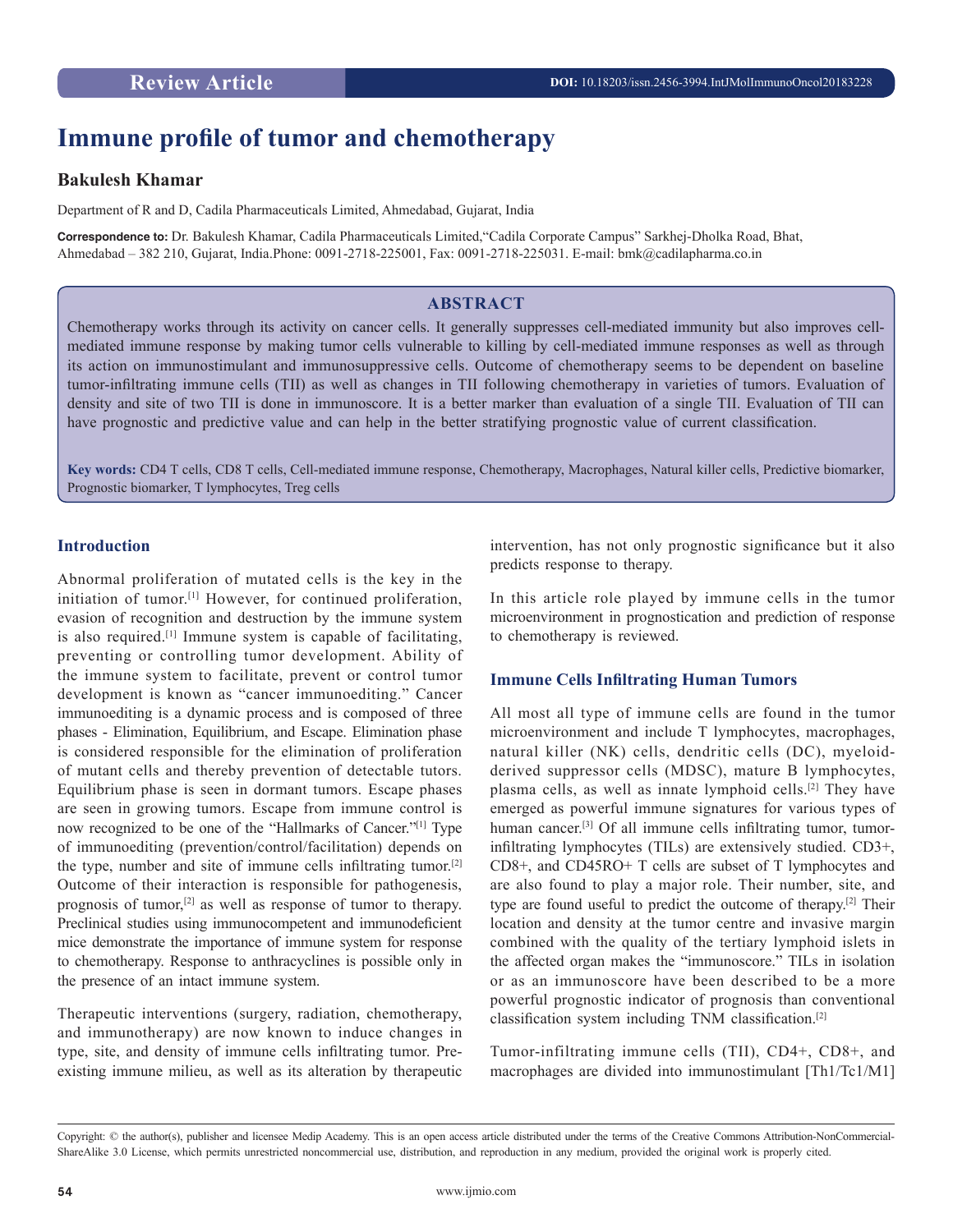Review Article

DOI: 10.18203/issn.2456-3994.IntJMolImmunoOncol20183228

# Immune profile of tumor and chemotherapy

**Bakulesh Khamar**

Department of R and D, Cadila Pharmaceuticals Limited, Ahmedabad, Gujarat, India

**Correspondence to:** Dr. Bakulesh Khamar, Cadila Pharmaceuticals Limited,"Cadila Corporate Campus" Sarkhej-Dholka Road, Bhat, Ahmedabad – 382 210, Gujarat, India.Phone: 0091-2718-225001, Fax: 0091-2718-225031. E-mail: bmk@cadilapharma.co.in

## ABSTRACT

Chemotherapy works through its activity on cancer cells. It generally suppresses cell-mediated immunity but also improves cell-mediated immune response by making tumor cells vulnerable to killing by cell-mediated immune responses as well as through its action on immunostimulant and immunosuppressive cells. Outcome of chemotherapy seems to be dependent on baseline tumor-infiltrating immune cells (TII) as well as changes in TII following chemotherapy in varieties of tumors. Evaluation of density and site of two TII is done in immunoscore. It is a better marker than evaluation of a single TII. Evaluation of TII can have prognostic and predictive value and can help in the better stratifying prognostic value of current classification.

**Key words:** CD4 T cells, CD8 T cells, Cell-mediated immune response, Chemotherapy, Macrophages, Natural killer cells, Predictive biomarker, Prognostic biomarker, T lymphocytes, Treg cells

## Introduction

Abnormal proliferation of mutated cells is the key in the initiation of tumor.[1] However, for continued proliferation, evasion of recognition and destruction by the immune system is also required.[1] Immune system is capable of facilitating, preventing or controlling tumor development. Ability of the immune system to facilitate, prevent or control tumor development is known as "cancer immunoediting." Cancer immunoediting is a dynamic process and is composed of three phases - Elimination, Equilibrium, and Escape. Elimination phase is considered responsible for the elimination of proliferation of mutant cells and thereby prevention of detectable tutors. Equilibrium phase is seen in dormant tumors. Escape phases are seen in growing tumors. Escape from immune control is now recognized to be one of the "Hallmarks of Cancer."[1] Type of immunoediting (prevention/control/facilitation) depends on the type, number and site of immune cells infiltrating tumor.[2] Outcome of their interaction is responsible for pathogenesis, prognosis of tumor,[2] as well as response of tumor to therapy. Preclinical studies using immunocompetent and immunodeficient mice demonstrate the importance of immune system for response to chemotherapy. Response to anthracyclines is possible only in the presence of an intact immune system.

Therapeutic interventions (surgery, radiation, chemotherapy, and immunotherapy) are now known to induce changes in type, site, and density of immune cells infiltrating tumor. Pre-existing immune milieu, as well as its alteration by therapeutic intervention, has not only prognostic significance but it also predicts response to therapy.

In this article role played by immune cells in the tumor microenvironment in prognostication and prediction of response to chemotherapy is reviewed.

## Immune Cells Infiltrating Human Tumors

All most all type of immune cells are found in the tumor microenvironment and include T lymphocytes, macrophages, natural killer (NK) cells, dendritic cells (DC), myeloid-derived suppressor cells (MDSC), mature B lymphocytes, plasma cells, as well as innate lymphoid cells.[2] They have emerged as powerful immune signatures for various types of human cancer.[3] Of all immune cells infiltrating tumor, tumor-infiltrating lymphocytes (TILs) are extensively studied. CD3+, CD8+, and CD45RO+ T cells are subset of T lymphocytes and are also found to play a major role. Their number, site, and type are found useful to predict the outcome of therapy.[2] Their location and density at the tumor centre and invasive margin combined with the quality of the tertiary lymphoid islets in the affected organ makes the "immunoscore." TILs in isolation or as an immunoscore have been described to be a more powerful prognostic indicator of prognosis than conventional classification system including TNM classification.[2]

Tumor-infiltrating immune cells (TII), CD4+, CD8+, and macrophages are divided into immunostimulant [Th1/Tc1/M1]

Copyright: © the author(s), publisher and licensee Medip Academy. This is an open access article distributed under the terms of the Creative Commons Attribution-NonCommercial-ShareAlike 3.0 License, which permits unrestricted noncommercial use, distribution, and reproduction in any medium, provided the original work is properly cited.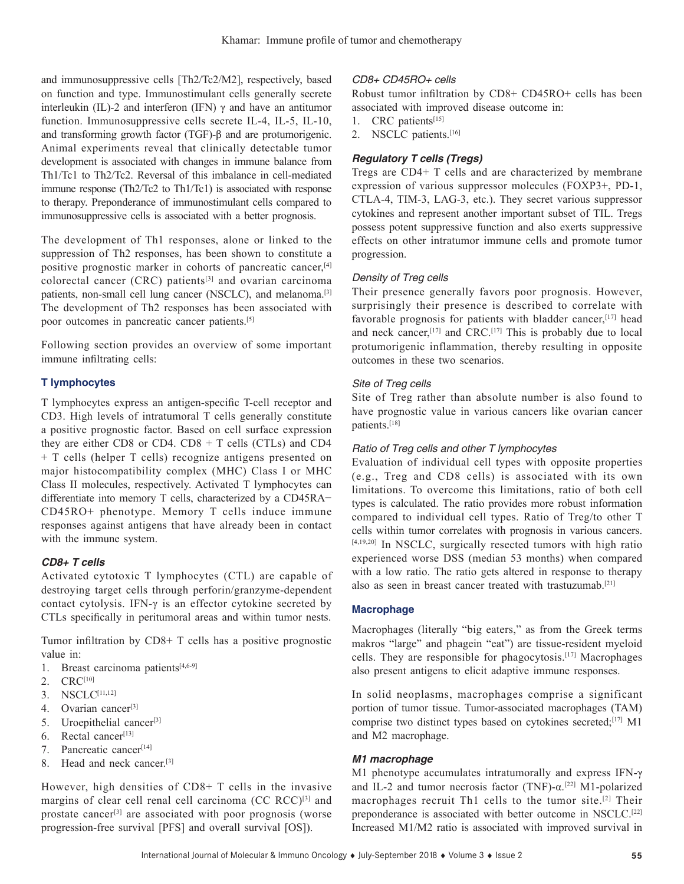and immunosuppressive cells [Th2/Tc2/M2], respectively, based on function and type. Immunostimulant cells generally secrete interleukin (IL)-2 and interferon (IFN) γ and have an antitumor function. Immunosuppressive cells secrete IL-4, IL-5, IL-10, and transforming growth factor (TGF)-β and are protumorigenic. Animal experiments reveal that clinically detectable tumor development is associated with changes in immune balance from Th1/Tc1 to Th2/Tc2. Reversal of this imbalance in cell-mediated immune response (Th2/Tc2 to Th1/Tc1) is associated with response to therapy. Preponderance of immunostimulant cells compared to immunosuppressive cells is associated with a better prognosis.

The development of Th1 responses, alone or linked to the suppression of Th2 responses, has been shown to constitute a positive prognostic marker in cohorts of pancreatic cancer,[4] colorectal cancer (CRC) patients[3] and ovarian carcinoma patients, non-small cell lung cancer (NSCLC), and melanoma.[3] The development of Th2 responses has been associated with poor outcomes in pancreatic cancer patients.[5]

Following section provides an overview of some important immune infiltrating cells:

## T lymphocytes

T lymphocytes express an antigen-specific T-cell receptor and CD3. High levels of intratumoral T cells generally constitute a positive prognostic factor. Based on cell surface expression they are either CD8 or CD4. CD8 + T cells (CTLs) and CD4 + T cells (helper T cells) recognize antigens presented on major histocompatibility complex (MHC) Class I or MHC Class II molecules, respectively. Activated T lymphocytes can differentiate into memory T cells, characterized by a CD45RA− CD45RO+ phenotype. Memory T cells induce immune responses against antigens that have already been in contact with the immune system.

### *CD8+ T cells*

Activated cytotoxic T lymphocytes (CTL) are capable of destroying target cells through perforin/granzyme-dependent contact cytolysis. IFN-γ is an effector cytokine secreted by CTLs specifically in peritumoral areas and within tumor nests.

Tumor infiltration by CD8+ T cells has a positive prognostic value in:

1. Breast carcinoma patients[4,6-9]
2. CRC[10]
3. NSCLC[11,12]
4. Ovarian cancer[3]
5. Uroepithelial cancer[3]
6. Rectal cancer[13]
7. Pancreatic cancer[14]
8. Head and neck cancer.[3]

However, high densities of CD8+ T cells in the invasive margins of clear cell renal cell carcinoma (CC RCC)[3] and prostate cancer[3] are associated with poor prognosis (worse progression-free survival [PFS] and overall survival [OS]).

#### *CD8+ CD45RO+ cells*

Robust tumor infiltration by CD8+ CD45RO+ cells has been associated with improved disease outcome in:

1. CRC patients[15]
2. NSCLC patients.[16]

### *Regulatory T cells (Tregs)*

Tregs are CD4+ T cells and are characterized by membrane expression of various suppressor molecules (FOXP3+, PD-1, CTLA-4, TIM-3, LAG-3, etc.). They secret various suppressor cytokines and represent another important subset of TIL. Tregs possess potent suppressive function and also exerts suppressive effects on other intratumor immune cells and promote tumor progression.

#### *Density of Treg cells*

Their presence generally favors poor prognosis. However, surprisingly their presence is described to correlate with favorable prognosis for patients with bladder cancer,[17] head and neck cancer,[17] and CRC.[17] This is probably due to local protumorigenic inflammation, thereby resulting in opposite outcomes in these two scenarios.

#### *Site of Treg cells*

Site of Treg rather than absolute number is also found to have prognostic value in various cancers like ovarian cancer patients.[18]

#### *Ratio of Treg cells and other T lymphocytes*

Evaluation of individual cell types with opposite properties (e.g., Treg and CD8 cells) is associated with its own limitations. To overcome this limitations, ratio of both cell types is calculated. The ratio provides more robust information compared to individual cell types. Ratio of Treg/to other T cells within tumor correlates with prognosis in various cancers.[4,19,20] In NSCLC, surgically resected tumors with high ratio experienced worse DSS (median 53 months) when compared with a low ratio. The ratio gets altered in response to therapy also as seen in breast cancer treated with trastuzumab.[21]

## Macrophage

Macrophages (literally "big eaters," as from the Greek terms makros "large" and phagein "eat") are tissue-resident myeloid cells. They are responsible for phagocytosis.[17] Macrophages also present antigens to elicit adaptive immune responses.

In solid neoplasms, macrophages comprise a significant portion of tumor tissue. Tumor-associated macrophages (TAM) comprise two distinct types based on cytokines secreted;[17] M1 and M2 macrophage.

### *M1 macrophage*

M1 phenotype accumulates intratumorally and express IFN-γ and IL-2 and tumor necrosis factor (TNF)-α.[22] M1-polarized macrophages recruit Th1 cells to the tumor site.[2] Their preponderance is associated with better outcome in NSCLC.[22] Increased M1/M2 ratio is associated with improved survival in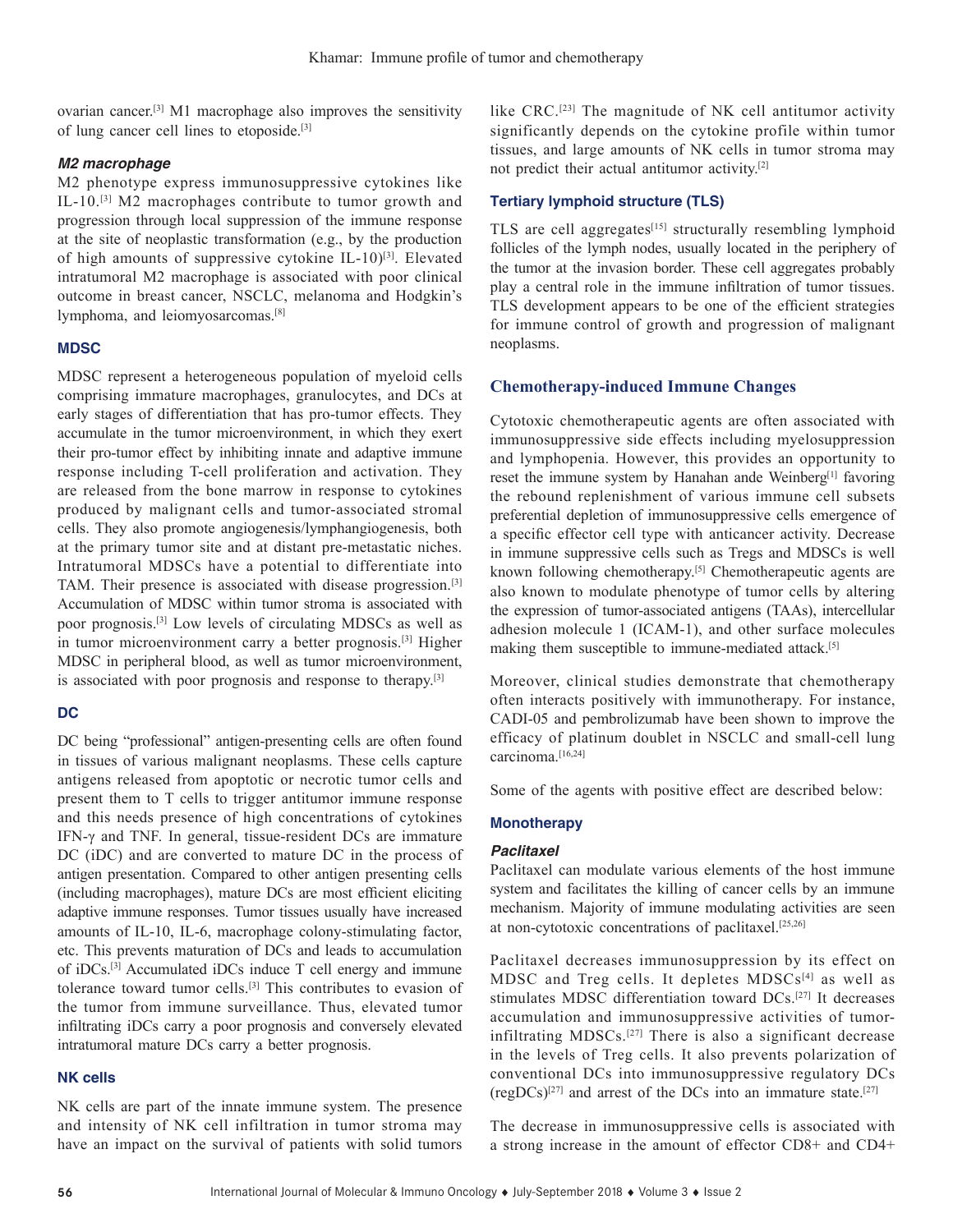ovarian cancer.[3] M1 macrophage also improves the sensitivity of lung cancer cell lines to etoposide.[3]

#### *M2 macrophage*

M2 phenotype express immunosuppressive cytokines like IL-10.[3] M2 macrophages contribute to tumor growth and progression through local suppression of the immune response at the site of neoplastic transformation (e.g., by the production of high amounts of suppressive cytokine IL-10)[3]. Elevated intratumoral M2 macrophage is associated with poor clinical outcome in breast cancer, NSCLC, melanoma and Hodgkin's lymphoma, and leiomyosarcomas.[8]

### MDSC

MDSC represent a heterogeneous population of myeloid cells comprising immature macrophages, granulocytes, and DCs at early stages of differentiation that has pro-tumor effects. They accumulate in the tumor microenvironment, in which they exert their pro-tumor effect by inhibiting innate and adaptive immune response including T-cell proliferation and activation. They are released from the bone marrow in response to cytokines produced by malignant cells and tumor-associated stromal cells. They also promote angiogenesis/lymphangiogenesis, both at the primary tumor site and at distant pre-metastatic niches. Intratumoral MDSCs have a potential to differentiate into TAM. Their presence is associated with disease progression.[3] Accumulation of MDSC within tumor stroma is associated with poor prognosis.[3] Low levels of circulating MDSCs as well as in tumor microenvironment carry a better prognosis.[3] Higher MDSC in peripheral blood, as well as tumor microenvironment, is associated with poor prognosis and response to therapy.[3]

### DC

DC being "professional" antigen-presenting cells are often found in tissues of various malignant neoplasms. These cells capture antigens released from apoptotic or necrotic tumor cells and present them to T cells to trigger antitumor immune response and this needs presence of high concentrations of cytokines IFN-γ and TNF. In general, tissue-resident DCs are immature DC (iDC) and are converted to mature DC in the process of antigen presentation. Compared to other antigen presenting cells (including macrophages), mature DCs are most efficient eliciting adaptive immune responses. Tumor tissues usually have increased amounts of IL-10, IL-6, macrophage colony-stimulating factor, etc. This prevents maturation of DCs and leads to accumulation of iDCs.[3] Accumulated iDCs induce T cell energy and immune tolerance toward tumor cells.[3] This contributes to evasion of the tumor from immune surveillance. Thus, elevated tumor infiltrating iDCs carry a poor prognosis and conversely elevated intratumoral mature DCs carry a better prognosis.

### NK cells

NK cells are part of the innate immune system. The presence and intensity of NK cell infiltration in tumor stroma may have an impact on the survival of patients with solid tumors like CRC.[23] The magnitude of NK cell antitumor activity significantly depends on the cytokine profile within tumor tissues, and large amounts of NK cells in tumor stroma may not predict their actual antitumor activity.[2]

### Tertiary lymphoid structure (TLS)

TLS are cell aggregates[15] structurally resembling lymphoid follicles of the lymph nodes, usually located in the periphery of the tumor at the invasion border. These cell aggregates probably play a central role in the immune infiltration of tumor tissues. TLS development appears to be one of the efficient strategies for immune control of growth and progression of malignant neoplasms.

## Chemotherapy-induced Immune Changes

Cytotoxic chemotherapeutic agents are often associated with immunosuppressive side effects including myelosuppression and lymphopenia. However, this provides an opportunity to reset the immune system by Hanahan ande Weinberg[1] favoring the rebound replenishment of various immune cell subsets preferential depletion of immunosuppressive cells emergence of a specific effector cell type with anticancer activity. Decrease in immune suppressive cells such as Tregs and MDSCs is well known following chemotherapy.[5] Chemotherapeutic agents are also known to modulate phenotype of tumor cells by altering the expression of tumor-associated antigens (TAAs), intercellular adhesion molecule 1 (ICAM-1), and other surface molecules making them susceptible to immune-mediated attack.[5]

Moreover, clinical studies demonstrate that chemotherapy often interacts positively with immunotherapy. For instance, CADI-05 and pembrolizumab have been shown to improve the efficacy of platinum doublet in NSCLC and small-cell lung carcinoma.[16,24]

Some of the agents with positive effect are described below:

### Monotherapy

#### *Paclitaxel*

Paclitaxel can modulate various elements of the host immune system and facilitates the killing of cancer cells by an immune mechanism. Majority of immune modulating activities are seen at non-cytotoxic concentrations of paclitaxel.[25,26]

Paclitaxel decreases immunosuppression by its effect on MDSC and Treg cells. It depletes MDSCs[4] as well as stimulates MDSC differentiation toward DCs.[27] It decreases accumulation and immunosuppressive activities of tumor-infiltrating MDSCs.[27] There is also a significant decrease in the levels of Treg cells. It also prevents polarization of conventional DCs into immunosuppressive regulatory DCs (regDCs)[27] and arrest of the DCs into an immature state.[27]

The decrease in immunosuppressive cells is associated with a strong increase in the amount of effector CD8+ and CD4+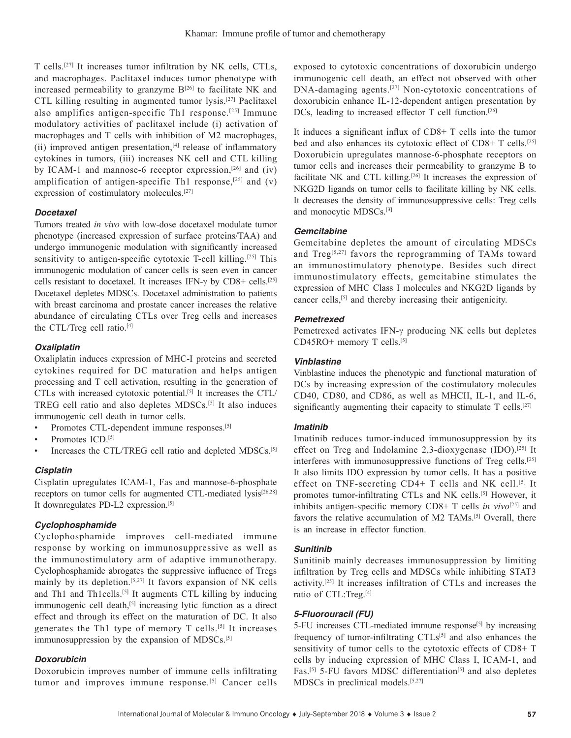T cells.[27] It increases tumor infiltration by NK cells, CTLs, and macrophages. Paclitaxel induces tumor phenotype with increased permeability to granzyme B[26] to facilitate NK and CTL killing resulting in augmented tumor lysis.[27] Paclitaxel also amplifies antigen-specific Th1 response.[25] Immune modulatory activities of paclitaxel include (i) activation of macrophages and T cells with inhibition of M2 macrophages, (ii) improved antigen presentation,[4] release of inflammatory cytokines in tumors, (iii) increases NK cell and CTL killing by ICAM-1 and mannose-6 receptor expression,[26] and (iv) amplification of antigen-specific Th1 response,[25] and (v) expression of costimulatory molecules.[27]

### *Docetaxel*

Tumors treated *in vivo* with low-dose docetaxel modulate tumor phenotype (increased expression of surface proteins/TAA) and undergo immunogenic modulation with significantly increased sensitivity to antigen-specific cytotoxic T-cell killing.[25] This immunogenic modulation of cancer cells is seen even in cancer cells resistant to docetaxel. It increases IFN-γ by CD8+ cells.[25] Docetaxel depletes MDSCs. Docetaxel administration to patients with breast carcinoma and prostate cancer increases the relative abundance of circulating CTLs over Treg cells and increases the CTL/Treg cell ratio.[4]

### *Oxaliplatin*

Oxaliplatin induces expression of MHC-I proteins and secreted cytokines required for DC maturation and helps antigen processing and T cell activation, resulting in the generation of CTLs with increased cytotoxic potential.[5] It increases the CTL/TREG cell ratio and also depletes MDSCs.[5] It also induces immunogenic cell death in tumor cells.

- Promotes CTL-dependent immune responses.[5]
- Promotes ICD.[5]
- Increases the CTL/TREG cell ratio and depleted MDSCs.[5]

### *Cisplatin*

Cisplatin upregulates ICAM-1, Fas and mannose-6-phosphate receptors on tumor cells for augmented CTL-mediated lysis[26,28] It downregulates PD-L2 expression.[5]

### *Cyclophosphamide*

Cyclophosphamide improves cell-mediated immune response by working on immunosuppressive as well as the immunostimulatory arm of adaptive immunotherapy. Cyclophosphamide abrogates the suppressive influence of Tregs mainly by its depletion.[5,27] It favors expansion of NK cells and Th1 and Th1cells.[5] It augments CTL killing by inducing immunogenic cell death,[5] increasing lytic function as a direct effect and through its effect on the maturation of DC. It also generates the Th1 type of memory T cells.[5] It increases immunosuppression by the expansion of MDSCs.[5]

### *Doxorubicin*

Doxorubicin improves number of immune cells infiltrating tumor and improves immune response.[5] Cancer cells exposed to cytotoxic concentrations of doxorubicin undergo immunogenic cell death, an effect not observed with other DNA-damaging agents.[27] Non-cytotoxic concentrations of doxorubicin enhance IL-12-dependent antigen presentation by DCs, leading to increased effector T cell function.[26]

It induces a significant influx of CD8+ T cells into the tumor bed and also enhances its cytotoxic effect of CD8+ T cells.[25] Doxorubicin upregulates mannose-6-phosphate receptors on tumor cells and increases their permeability to granzyme B to facilitate NK and CTL killing.[26] It increases the expression of NKG2D ligands on tumor cells to facilitate killing by NK cells. It decreases the density of immunosuppressive cells: Treg cells and monocytic MDSCs.[3]

### *Gemcitabine*

Gemcitabine depletes the amount of circulating MDSCs and Treg[5,27] favors the reprogramming of TAMs toward an immunostimulatory phenotype. Besides such direct immunostimulatory effects, gemcitabine stimulates the expression of MHC Class I molecules and NKG2D ligands by cancer cells,[5] and thereby increasing their antigenicity.

### *Pemetrexed*

Pemetrexed activates IFN-γ producing NK cells but depletes CD45RO+ memory T cells.[5]

### *Vinblastine*

Vinblastine induces the phenotypic and functional maturation of DCs by increasing expression of the costimulatory molecules CD40, CD80, and CD86, as well as MHCII, IL-1, and IL-6, significantly augmenting their capacity to stimulate T cells.[27]

### *Imatinib*

Imatinib reduces tumor-induced immunosuppression by its effect on Treg and Indolamine 2,3-dioxygenase (IDO).[25] It interferes with immunosuppressive functions of Treg cells.[25] It also limits IDO expression by tumor cells. It has a positive effect on TNF-secreting CD4+ T cells and NK cell.[5] It promotes tumor-infiltrating CTLs and NK cells.[5] However, it inhibits antigen-specific memory CD8+ T cells *in vivo*[25] and favors the relative accumulation of M2 TAMs.[5] Overall, there is an increase in effector function.

### *Sunitinib*

Sunitinib mainly decreases immunosuppression by limiting infiltration by Treg cells and MDSCs while inhibiting STAT3 activity.[25] It increases infiltration of CTLs and increases the ratio of CTL:Treg.[4]

### *5-Fluorouracil (FU)*

5-FU increases CTL-mediated immune response[5] by increasing frequency of tumor-infiltrating CTLs[5] and also enhances the sensitivity of tumor cells to the cytotoxic effects of CD8+ T cells by inducing expression of MHC Class I, ICAM-1, and Fas.[5] 5-FU favors MDSC differentiation[5] and also depletes MDSCs in preclinical models.[5,27]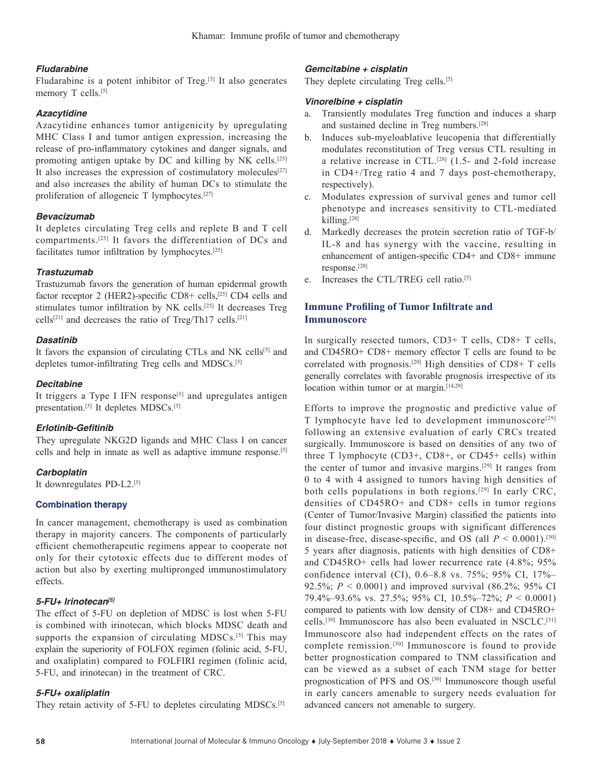### *Fludarabine*

Fludarabine is a potent inhibitor of Treg.[5] It also generates memory T cells.[5]

### *Azacytidine*

Azacytidine enhances tumor antigenicity by upregulating MHC Class I and tumor antigen expression, increasing the release of pro-inflammatory cytokines and danger signals, and promoting antigen uptake by DC and killing by NK cells.[25] It also increases the expression of costimulatory molecules[27] and also increases the ability of human DCs to stimulate the proliferation of allogeneic T lymphocytes.[27]

### *Bevacizumab*

It depletes circulating Treg cells and replete B and T cell compartments.[25] It favors the differentiation of DCs and facilitates tumor infiltration by lymphocytes.[25]

### *Trastuzumab*

Trastuzumab favors the generation of human epidermal growth factor receptor 2 (HER2)-specific CD8+ cells,[25] CD4 cells and stimulates tumor infiltration by NK cells.[25] It decreases Treg cells[21] and decreases the ratio of Treg/Th17 cells.[21]

### *Dasatinib*

It favors the expansion of circulating CTLs and NK cells[5] and depletes tumor-infiltrating Treg cells and MDSCs.[5]

### *Decitabine*

It triggers a Type I IFN response[5] and upregulates antigen presentation.[5] It depletes MDSCs.[5]

### *Erlotinib-Gefitinib*

They upregulate NKG2D ligands and MHC Class I on cancer cells and help in innate as well as adaptive immune response.[5]

### *Carboplatin*

It downregulates PD-L2.[5]

### Combination therapy

In cancer management, chemotherapy is used as combination therapy in majority cancers. The components of particularly efficient chemotherapeutic regimens appear to cooperate not only for their cytotoxic effects due to different modes of action but also by exerting multipronged immunostimulatory effects.

### *5-FU+ Irinotecan[5]*

The effect of 5-FU on depletion of MDSC is lost when 5-FU is combined with irinotecan, which blocks MDSC death and supports the expansion of circulating MDSCs.[5] This may explain the superiority of FOLFOX regimen (folinic acid, 5-FU, and oxaliplatin) compared to FOLFIRI regimen (folinic acid, 5-FU, and irinotecan) in the treatment of CRC.

### *5-FU+ oxaliplatin*

They retain activity of 5-FU to depletes circulating MDSCs.[5]

### *Gemcitabine + cisplatin*

They deplete circulating Treg cells.[5]

### *Vinorelbine + cisplatin*

a. Transiently modulates Treg function and induces a sharp and sustained decline in Treg numbers.[28]
b. Induces sub-myeloablative leucopenia that differentially modulates reconstitution of Treg versus CTL resulting in a relative increase in CTL.[28] (1.5- and 2-fold increase in CD4+/Treg ratio 4 and 7 days post-chemotherapy, respectively).
c. Modulates expression of survival genes and tumor cell phenotype and increases sensitivity to CTL-mediated killing.[28]
d. Markedly decreases the protein secretion ratio of TGF-b/IL-8 and has synergy with the vaccine, resulting in enhancement of antigen-specific CD4+ and CD8+ immune response.[28]
e. Increases the CTL/TREG cell ratio.[5]

## Immune Profiling of Tumor Infiltrate and Immunoscore

In surgically resected tumors, CD3+ T cells, CD8+ T cells, and CD45RO+ CD8+ memory effector T cells are found to be correlated with prognosis.[20] High densities of CD8+ T cells generally correlates with favorable prognosis irrespective of its location within tumor or at margin.[14,29]

Efforts to improve the prognostic and predictive value of T lymphocyte have led to development immunoscore[29] following an extensive evaluation of early CRCs treated surgically. Immunoscore is based on densities of any two of three T lymphocyte (CD3+, CD8+, or CD45+ cells) within the center of tumor and invasive margins.[29] It ranges from 0 to 4 with 4 assigned to tumors having high densities of both cells populations in both regions.[29] In early CRC, densities of CD45RO+ and CD8+ cells in tumor regions (Center of Tumor/Invasive Margin) classified the patients into four distinct prognostic groups with significant differences in disease-free, disease-specific, and OS (all $P < 0.0001$).[30] 5 years after diagnosis, patients with high densities of CD8+ and CD45RO+ cells had lower recurrence rate (4.8%; 95% confidence interval (CI), 0.6–8.8 vs. 75%; 95% CI, 17%–92.5%; $P < 0.0001$) and improved survival (86.2%; 95% CI 79.4%–93.6% vs. 27.5%; 95% CI, 10.5%–72%; $P < 0.0001$) compared to patients with low density of CD8+ and CD45RO+ cells.[30] Immunoscore has also been evaluated in NSCLC.[31] Immunoscore also had independent effects on the rates of complete remission.[30] Immunoscore is found to provide better prognostication compared to TNM classification and can be viewed as a subset of each TNM stage for better prognostication of PFS and OS.[30] Immunoscore though useful in early cancers amenable to surgery needs evaluation for advanced cancers not amenable to surgery.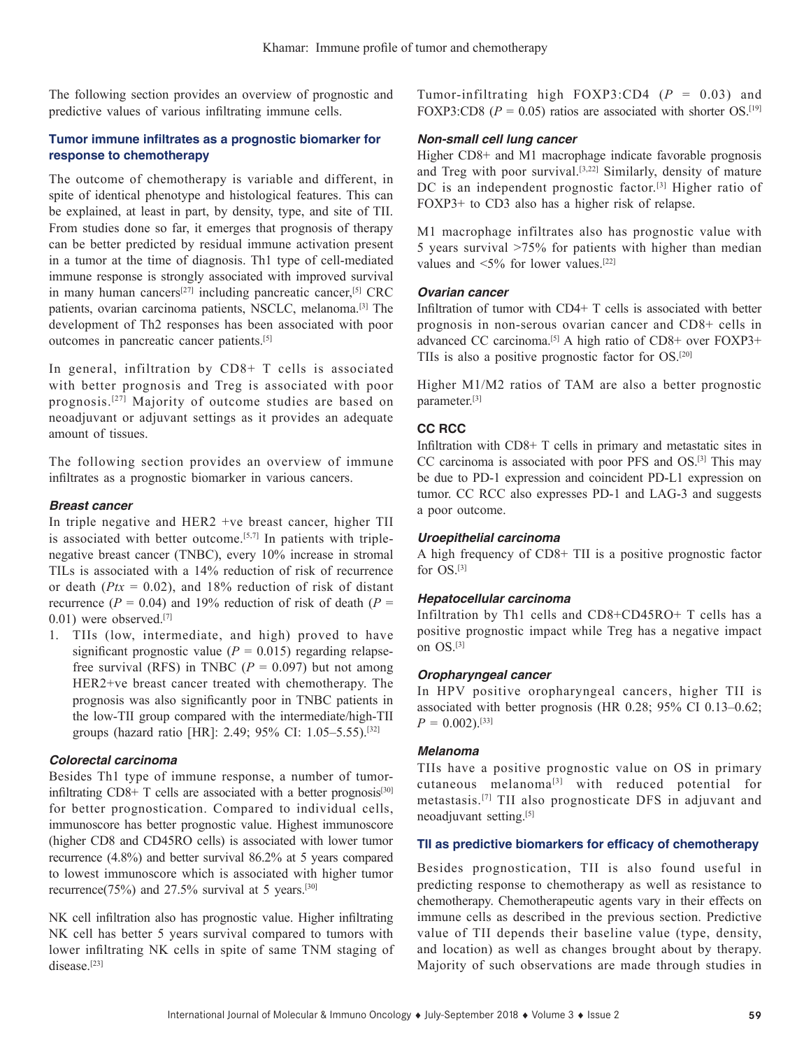The following section provides an overview of prognostic and predictive values of various infiltrating immune cells.

## Tumor immune infiltrates as a prognostic biomarker for response to chemotherapy

The outcome of chemotherapy is variable and different, in spite of identical phenotype and histological features. This can be explained, at least in part, by density, type, and site of TII. From studies done so far, it emerges that prognosis of therapy can be better predicted by residual immune activation present in a tumor at the time of diagnosis. Th1 type of cell-mediated immune response is strongly associated with improved survival in many human cancers[27] including pancreatic cancer,[5] CRC patients, ovarian carcinoma patients, NSCLC, melanoma.[3] The development of Th2 responses has been associated with poor outcomes in pancreatic cancer patients.[5]

In general, infiltration by CD8+ T cells is associated with better prognosis and Treg is associated with poor prognosis.[27] Majority of outcome studies are based on neoadjuvant or adjuvant settings as it provides an adequate amount of tissues.

The following section provides an overview of immune infiltrates as a prognostic biomarker in various cancers.

### *Breast cancer*

In triple negative and HER2 +ve breast cancer, higher TII is associated with better outcome.[5,7] In patients with triple-negative breast cancer (TNBC), every 10% increase in stromal TILs is associated with a 14% reduction of risk of recurrence or death (*Ptx* = 0.02), and 18% reduction of risk of distant recurrence (*P* = 0.04) and 19% reduction of risk of death (*P* = 0.01) were observed.[7]

1. TIIs (low, intermediate, and high) proved to have significant prognostic value (*P* = 0.015) regarding relapse-free survival (RFS) in TNBC (*P* = 0.097) but not among HER2+ve breast cancer treated with chemotherapy. The prognosis was also significantly poor in TNBC patients in the low-TII group compared with the intermediate/high-TII groups (hazard ratio [HR]: 2.49; 95% CI: 1.05–5.55).[32]

### *Colorectal carcinoma*

Besides Th1 type of immune response, a number of tumor-infiltrating CD8+ T cells are associated with a better prognosis[30] for better prognostication. Compared to individual cells, immunoscore has better prognostic value. Highest immunoscore (higher CD8 and CD45RO cells) is associated with lower tumor recurrence (4.8%) and better survival 86.2% at 5 years compared to lowest immunoscore which is associated with higher tumor recurrence(75%) and 27.5% survival at 5 years.[30]

NK cell infiltration also has prognostic value. Higher infiltrating NK cell has better 5 years survival compared to tumors with lower infiltrating NK cells in spite of same TNM staging of disease.[23]

Tumor-infiltrating high FOXP3:CD4 (*P* = 0.03) and FOXP3:CD8 (*P* = 0.05) ratios are associated with shorter OS.[19]

### *Non-small cell lung cancer*

Higher CD8+ and M1 macrophage indicate favorable prognosis and Treg with poor survival.[3,22] Similarly, density of mature DC is an independent prognostic factor.[3] Higher ratio of FOXP3+ to CD3 also has a higher risk of relapse.

M1 macrophage infiltrates also has prognostic value with 5 years survival >75% for patients with higher than median values and <5% for lower values.[22]

### *Ovarian cancer*

Infiltration of tumor with CD4+ T cells is associated with better prognosis in non-serous ovarian cancer and CD8+ cells in advanced CC carcinoma.[5] A high ratio of CD8+ over FOXP3+ TIIs is also a positive prognostic factor for OS.[20]

Higher M1/M2 ratios of TAM are also a better prognostic parameter.[3]

### CC RCC

Infiltration with CD8+ T cells in primary and metastatic sites in CC carcinoma is associated with poor PFS and OS.[3] This may be due to PD-1 expression and coincident PD-L1 expression on tumor. CC RCC also expresses PD-1 and LAG-3 and suggests a poor outcome.

### *Uroepithelial carcinoma*

A high frequency of CD8+ TII is a positive prognostic factor for OS.[3]

### *Hepatocellular carcinoma*

Infiltration by Th1 cells and CD8+CD45RO+ T cells has a positive prognostic impact while Treg has a negative impact on OS.[3]

### *Oropharyngeal cancer*

In HPV positive oropharyngeal cancers, higher TII is associated with better prognosis (HR 0.28; 95% CI 0.13–0.62; *P* = 0.002).[33]

### *Melanoma*

TIIs have a positive prognostic value on OS in primary cutaneous melanoma[3] with reduced potential for metastasis.[7] TII also prognosticate DFS in adjuvant and neoadjuvant setting.[5]

## TII as predictive biomarkers for efficacy of chemotherapy

Besides prognostication, TII is also found useful in predicting response to chemotherapy as well as resistance to chemotherapy. Chemotherapeutic agents vary in their effects on immune cells as described in the previous section. Predictive value of TII depends their baseline value (type, density, and location) as well as changes brought about by therapy. Majority of such observations are made through studies in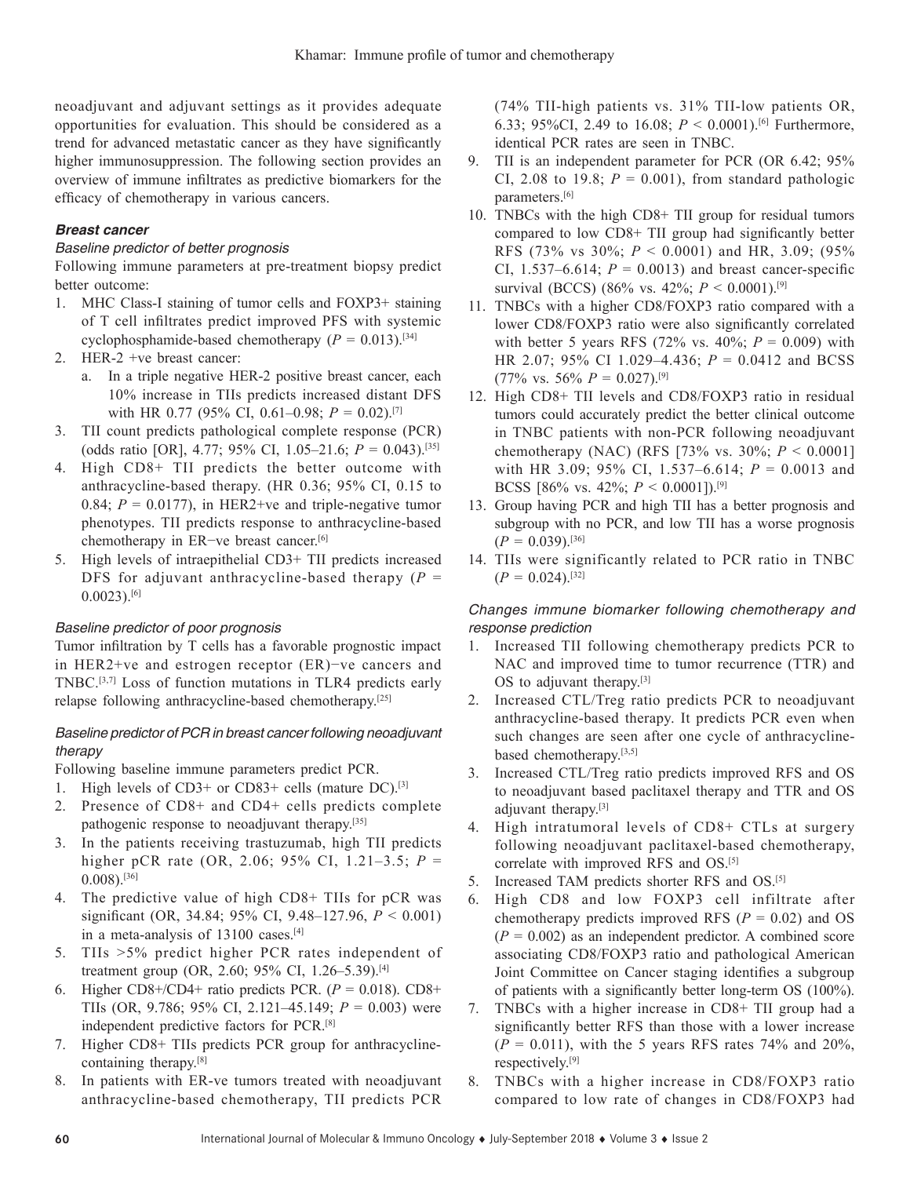neoadjuvant and adjuvant settings as it provides adequate opportunities for evaluation. This should be considered as a trend for advanced metastatic cancer as they have significantly higher immunosuppression. The following section provides an overview of immune infiltrates as predictive biomarkers for the efficacy of chemotherapy in various cancers.

### *Breast cancer*

#### *Baseline predictor of better prognosis*

Following immune parameters at pre-treatment biopsy predict better outcome:

1. MHC Class-I staining of tumor cells and FOXP3+ staining of T cell infiltrates predict improved PFS with systemic cyclophosphamide-based chemotherapy ($P = 0.013$).[34]
2. HER-2 +ve breast cancer:
   a. In a triple negative HER-2 positive breast cancer, each 10% increase in TIIs predicts increased distant DFS with HR 0.77 (95% CI, 0.61–0.98; $P = 0.02$).[7]
3. TII count predicts pathological complete response (PCR) (odds ratio [OR], 4.77; 95% CI, 1.05–21.6; $P = 0.043$).[35]
4. High CD8+ TII predicts the better outcome with anthracycline-based therapy. (HR 0.36; 95% CI, 0.15 to 0.84; $P = 0.0177$), in HER2+ve and triple-negative tumor phenotypes. TII predicts response to anthracycline-based chemotherapy in ER−ve breast cancer.[6]
5. High levels of intraepithelial CD3+ TII predicts increased DFS for adjuvant anthracycline-based therapy ($P = 0.0023$).[6]

#### *Baseline predictor of poor prognosis*

Tumor infiltration by T cells has a favorable prognostic impact in HER2+ve and estrogen receptor (ER)−ve cancers and TNBC.[3,7] Loss of function mutations in TLR4 predicts early relapse following anthracycline-based chemotherapy.[25]

#### *Baseline predictor of PCR in breast cancer following neoadjuvant therapy*

Following baseline immune parameters predict PCR.

1. High levels of CD3+ or CD83+ cells (mature DC).[3]
2. Presence of CD8+ and CD4+ cells predicts complete pathogenic response to neoadjuvant therapy.[35]
3. In the patients receiving trastuzumab, high TII predicts higher pCR rate (OR, 2.06; 95% CI, 1.21–3.5; $P = 0.008$).[36]
4. The predictive value of high CD8+ TIIs for pCR was significant (OR, 34.84; 95% CI, 9.48–127.96, $P < 0.001$) in a meta-analysis of 13100 cases.[4]
5. TIIs >5% predict higher PCR rates independent of treatment group (OR, 2.60; 95% CI, 1.26–5.39).[4]
6. Higher CD8+/CD4+ ratio predicts PCR. ($P = 0.018$). CD8+ TIIs (OR, 9.786; 95% CI, 2.121–45.149; $P = 0.003$) were independent predictive factors for PCR.[8]
7. Higher CD8+ TIIs predicts PCR group for anthracycline-containing therapy.[8]
8. In patients with ER-ve tumors treated with neoadjuvant anthracycline-based chemotherapy, TII predicts PCR (74% TII-high patients vs. 31% TII-low patients OR, 6.33; 95%CI, 2.49 to 16.08; $P < 0.0001$).[6] Furthermore, identical PCR rates are seen in TNBC.
9. TII is an independent parameter for PCR (OR 6.42; 95% CI, 2.08 to 19.8; $P = 0.001$), from standard pathologic parameters.[6]
10. TNBCs with the high CD8+ TII group for residual tumors compared to low CD8+ TII group had significantly better RFS (73% vs 30%; $P < 0.0001$) and HR, 3.09; (95% CI, 1.537–6.614; $P = 0.0013$) and breast cancer-specific survival (BCCS) (86% vs. 42%; $P < 0.0001$).[9]
11. TNBCs with a higher CD8/FOXP3 ratio compared with a lower CD8/FOXP3 ratio were also significantly correlated with better 5 years RFS (72% vs. 40%; $P = 0.009$) with HR 2.07; 95% CI 1.029–4.436; $P = 0.0412$ and BCSS (77% vs. 56% $P = 0.027$).[9]
12. High CD8+ TII levels and CD8/FOXP3 ratio in residual tumors could accurately predict the better clinical outcome in TNBC patients with non-PCR following neoadjuvant chemotherapy (NAC) (RFS [73% vs. 30%; $P < 0.0001$] with HR 3.09; 95% CI, 1.537–6.614; $P = 0.0013$ and BCSS [86% vs. 42%; $P < 0.0001$]).[9]
13. Group having PCR and high TII has a better prognosis and subgroup with no PCR, and low TII has a worse prognosis ($P = 0.039$).[36]
14. TIIs were significantly related to PCR ratio in TNBC ($P = 0.024$).[32]

#### *Changes immune biomarker following chemotherapy and response prediction*

1. Increased TII following chemotherapy predicts PCR to NAC and improved time to tumor recurrence (TTR) and OS to adjuvant therapy.[3]
2. Increased CTL/Treg ratio predicts PCR to neoadjuvant anthracycline-based therapy. It predicts PCR even when such changes are seen after one cycle of anthracycline-based chemotherapy.[3,5]
3. Increased CTL/Treg ratio predicts improved RFS and OS to neoadjuvant based paclitaxel therapy and TTR and OS adjuvant therapy.[3]
4. High intratumoral levels of CD8+ CTLs at surgery following neoadjuvant paclitaxel-based chemotherapy, correlate with improved RFS and OS.[5]
5. Increased TAM predicts shorter RFS and OS.[5]
6. High CD8 and low FOXP3 cell infiltrate after chemotherapy predicts improved RFS ($P = 0.02$) and OS ($P = 0.002$) as an independent predictor. A combined score associating CD8/FOXP3 ratio and pathological American Joint Committee on Cancer staging identifies a subgroup of patients with a significantly better long-term OS (100%).
7. TNBCs with a higher increase in CD8+ TII group had a significantly better RFS than those with a lower increase ($P = 0.011$), with the 5 years RFS rates 74% and 20%, respectively.[9]
8. TNBCs with a higher increase in CD8/FOXP3 ratio compared to low rate of changes in CD8/FOXP3 had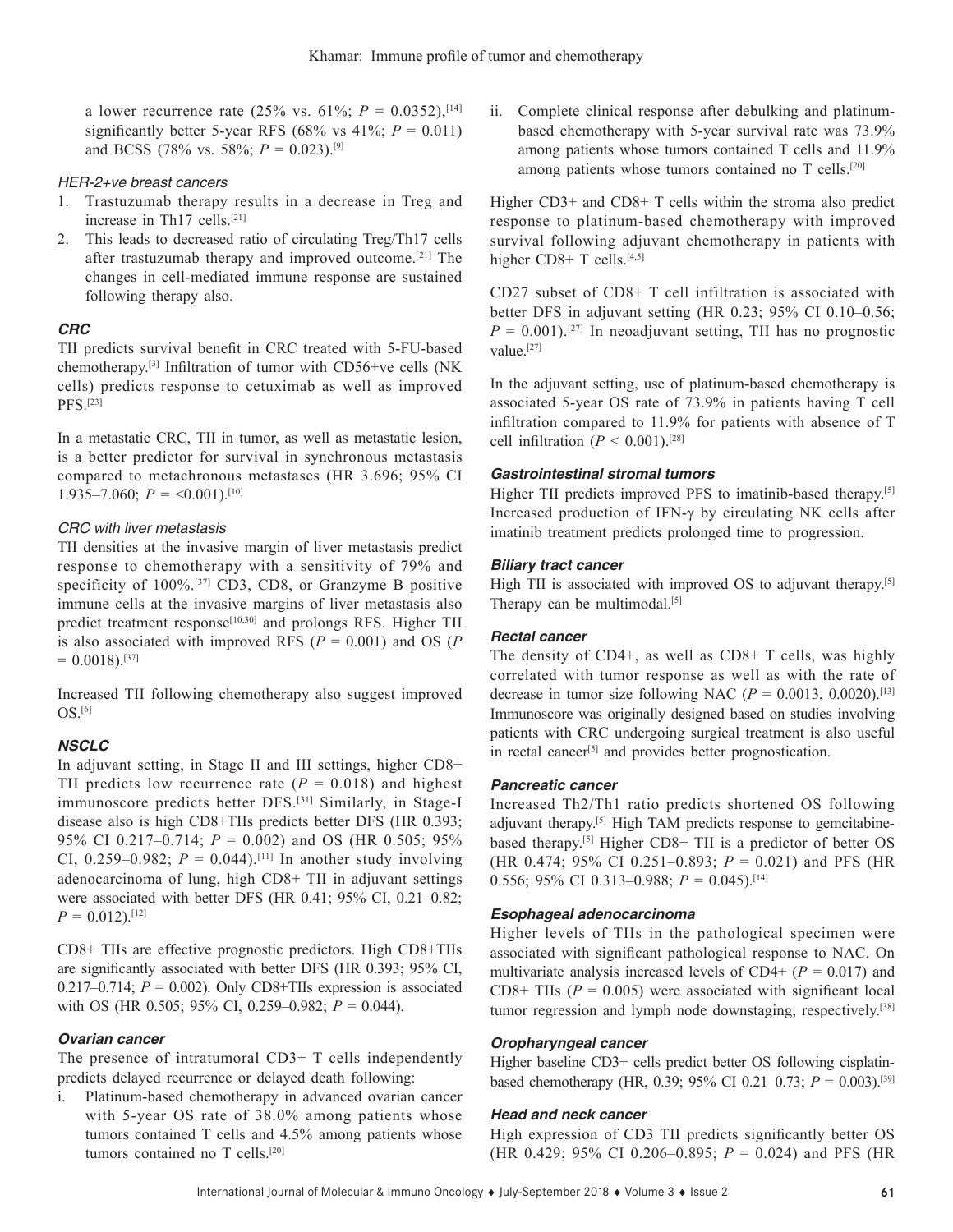a lower recurrence rate (25% vs. 61%; $P = 0.0352$),[14] significantly better 5-year RFS (68% vs 41%; $P = 0.011$) and BCSS (78% vs. 58%; $P = 0.023$).[9]

#### *HER-2+ve breast cancers*

1. Trastuzumab therapy results in a decrease in Treg and increase in Th17 cells.[21]
2. This leads to decreased ratio of circulating Treg/Th17 cells after trastuzumab therapy and improved outcome.[21] The changes in cell-mediated immune response are sustained following therapy also.

### *CRC*

TII predicts survival benefit in CRC treated with 5-FU-based chemotherapy.[3] Infiltration of tumor with CD56+ve cells (NK cells) predicts response to cetuximab as well as improved PFS.[23]

In a metastatic CRC, TII in tumor, as well as metastatic lesion, is a better predictor for survival in synchronous metastasis compared to metachronous metastases (HR 3.696; 95% CI 1.935–7.060; $P = <0.001$).[10]

#### *CRC with liver metastasis*

TII densities at the invasive margin of liver metastasis predict response to chemotherapy with a sensitivity of 79% and specificity of 100%.[37] CD3, CD8, or Granzyme B positive immune cells at the invasive margins of liver metastasis also predict treatment response[10,30] and prolongs RFS. Higher TII is also associated with improved RFS ($P = 0.001$) and OS ($P = 0.0018$).[37]

Increased TII following chemotherapy also suggest improved OS.[6]

### *NSCLC*

In adjuvant setting, in Stage II and III settings, higher CD8+ TII predicts low recurrence rate ($P = 0.018$) and highest immunoscore predicts better DFS.[31] Similarly, in Stage-I disease also is high CD8+TIIs predicts better DFS (HR 0.393; 95% CI 0.217–0.714; $P = 0.002$) and OS (HR 0.505; 95% CI, 0.259–0.982; $P = 0.044$).[11] In another study involving adenocarcinoma of lung, high CD8+ TII in adjuvant settings were associated with better DFS (HR 0.41; 95% CI, 0.21–0.82; $P = 0.012$).[12]

CD8+ TIIs are effective prognostic predictors. High CD8+TIIs are significantly associated with better DFS (HR 0.393; 95% CI, 0.217–0.714; $P = 0.002$). Only CD8+TIIs expression is associated with OS (HR 0.505; 95% CI, 0.259–0.982; $P = 0.044$).

### *Ovarian cancer*

The presence of intratumoral CD3+ T cells independently predicts delayed recurrence or delayed death following:

i. Platinum-based chemotherapy in advanced ovarian cancer with 5-year OS rate of 38.0% among patients whose tumors contained T cells and 4.5% among patients whose tumors contained no T cells.[20]
ii. Complete clinical response after debulking and platinum-based chemotherapy with 5-year survival rate was 73.9% among patients whose tumors contained T cells and 11.9% among patients whose tumors contained no T cells.[20]

Higher CD3+ and CD8+ T cells within the stroma also predict response to platinum-based chemotherapy with improved survival following adjuvant chemotherapy in patients with higher CD8+ T cells.[4,5]

CD27 subset of CD8+ T cell infiltration is associated with better DFS in adjuvant setting (HR 0.23; 95% CI 0.10–0.56; $P = 0.001$).[27] In neoadjuvant setting, TII has no prognostic value.[27]

In the adjuvant setting, use of platinum-based chemotherapy is associated 5-year OS rate of 73.9% in patients having T cell infiltration compared to 11.9% for patients with absence of T cell infiltration ($P < 0.001$).[28]

### *Gastrointestinal stromal tumors*

Higher TII predicts improved PFS to imatinib-based therapy.[5] Increased production of IFN-γ by circulating NK cells after imatinib treatment predicts prolonged time to progression.

### *Biliary tract cancer*

High TII is associated with improved OS to adjuvant therapy.[5] Therapy can be multimodal.[5]

### *Rectal cancer*

The density of CD4+, as well as CD8+ T cells, was highly correlated with tumor response as well as with the rate of decrease in tumor size following NAC ($P = 0.0013, 0.0020$).[13] Immunoscore was originally designed based on studies involving patients with CRC undergoing surgical treatment is also useful in rectal cancer[5] and provides better prognostication.

### *Pancreatic cancer*

Increased Th2/Th1 ratio predicts shortened OS following adjuvant therapy.[5] High TAM predicts response to gemcitabine-based therapy.[5] Higher CD8+ TII is a predictor of better OS (HR 0.474; 95% CI 0.251–0.893; $P = 0.021$) and PFS (HR 0.556; 95% CI 0.313–0.988; $P = 0.045$).[14]

### *Esophageal adenocarcinoma*

Higher levels of TIIs in the pathological specimen were associated with significant pathological response to NAC. On multivariate analysis increased levels of CD4+ ($P = 0.017$) and CD8+ TIIs ($P = 0.005$) were associated with significant local tumor regression and lymph node downstaging, respectively.[38]

### *Oropharyngeal cancer*

Higher baseline CD3+ cells predict better OS following cisplatin-based chemotherapy (HR, 0.39; 95% CI 0.21–0.73; $P = 0.003$).[39]

### *Head and neck cancer*

High expression of CD3 TII predicts significantly better OS (HR 0.429; 95% CI 0.206–0.895; $P = 0.024$) and PFS (HR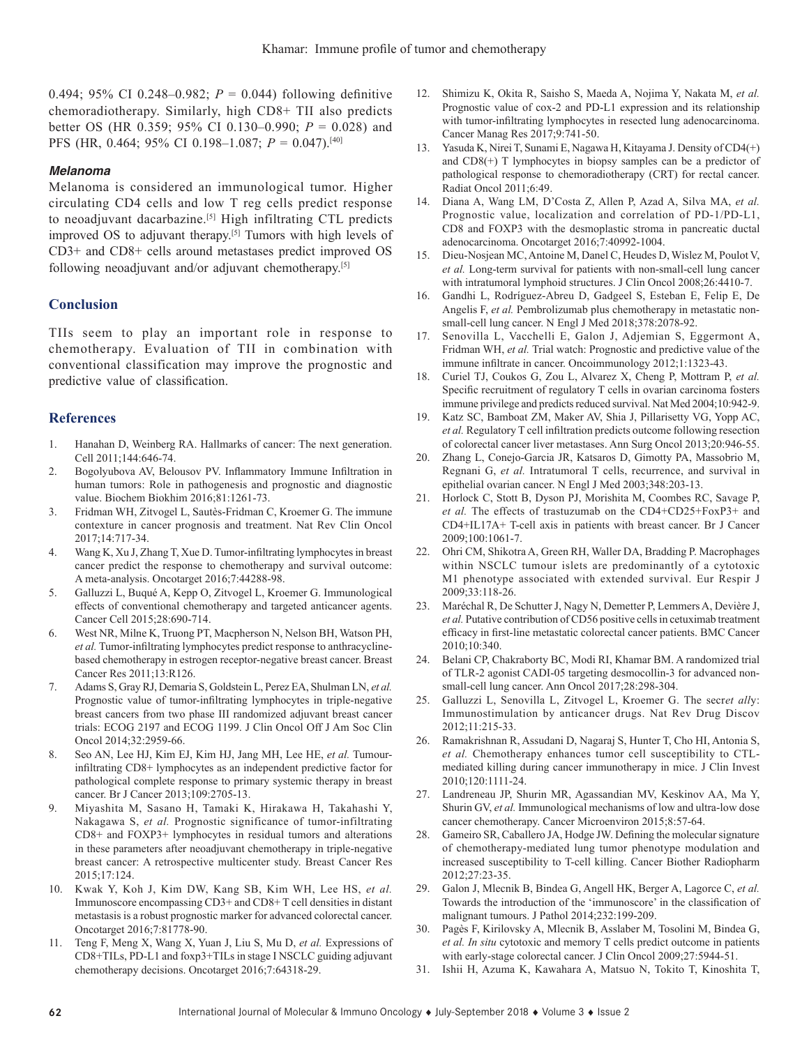0.494; 95% CI 0.248–0.982; $P$ = 0.044) following definitive chemoradiotherapy. Similarly, high CD8+ TII also predicts better OS (HR 0.359; 95% CI 0.130–0.990; $P$ = 0.028) and PFS (HR, 0.464; 95% CI 0.198–1.087; $P$ = 0.047).[40]

### *Melanoma*

Melanoma is considered an immunological tumor. Higher circulating CD4 cells and low T reg cells predict response to neoadjuvant dacarbazine.[5] High infiltrating CTL predicts improved OS to adjuvant therapy.[5] Tumors with high levels of CD3+ and CD8+ cells around metastases predict improved OS following neoadjuvant and/or adjuvant chemotherapy.[5]

## Conclusion

TIIs seem to play an important role in response to chemotherapy. Evaluation of TII in combination with conventional classification may improve the prognostic and predictive value of classification.

## References

1. Hanahan D, Weinberg RA. Hallmarks of cancer: The next generation. Cell 2011;144:646-74.
2. Bogolyubova AV, Belousov PV. Inflammatory Immune Infiltration in human tumors: Role in pathogenesis and prognostic and diagnostic value. Biochem Biokhim 2016;81:1261-73.
3. Fridman WH, Zitvogel L, Sautès-Fridman C, Kroemer G. The immune contexture in cancer prognosis and treatment. Nat Rev Clin Oncol 2017;14:717-34.
4. Wang K, Xu J, Zhang T, Xue D. Tumor-infiltrating lymphocytes in breast cancer predict the response to chemotherapy and survival outcome: A meta-analysis. Oncotarget 2016;7:44288-98.
5. Galluzzi L, Buqué A, Kepp O, Zitvogel L, Kroemer G. Immunological effects of conventional chemotherapy and targeted anticancer agents. Cancer Cell 2015;28:690-714.
6. West NR, Milne K, Truong PT, Macpherson N, Nelson BH, Watson PH, *et al.* Tumor-infiltrating lymphocytes predict response to anthracycline-based chemotherapy in estrogen receptor-negative breast cancer. Breast Cancer Res 2011;13:R126.
7. Adams S, Gray RJ, Demaria S, Goldstein L, Perez EA, Shulman LN, *et al.* Prognostic value of tumor-infiltrating lymphocytes in triple-negative breast cancers from two phase III randomized adjuvant breast cancer trials: ECOG 2197 and ECOG 1199. J Clin Oncol Off J Am Soc Clin Oncol 2014;32:2959-66.
8. Seo AN, Lee HJ, Kim EJ, Kim HJ, Jang MH, Lee HE, *et al.* Tumour-infiltrating CD8+ lymphocytes as an independent predictive factor for pathological complete response to primary systemic therapy in breast cancer. Br J Cancer 2013;109:2705-13.
9. Miyashita M, Sasano H, Tamaki K, Hirakawa H, Takahashi Y, Nakagawa S, *et al.* Prognostic significance of tumor-infiltrating CD8+ and FOXP3+ lymphocytes in residual tumors and alterations in these parameters after neoadjuvant chemotherapy in triple-negative breast cancer: A retrospective multicenter study. Breast Cancer Res 2015;17:124.
10. Kwak Y, Koh J, Kim DW, Kang SB, Kim WH, Lee HS, *et al.* Immunoscore encompassing CD3+ and CD8+ T cell densities in distant metastasis is a robust prognostic marker for advanced colorectal cancer. Oncotarget 2016;7:81778-90.
11. Teng F, Meng X, Wang X, Yuan J, Liu S, Mu D, *et al.* Expressions of CD8+TILs, PD-L1 and foxp3+TILs in stage I NSCLC guiding adjuvant chemotherapy decisions. Oncotarget 2016;7:64318-29.
12. Shimizu K, Okita R, Saisho S, Maeda A, Nojima Y, Nakata M, *et al.* Prognostic value of cox-2 and PD-L1 expression and its relationship with tumor-infiltrating lymphocytes in resected lung adenocarcinoma. Cancer Manag Res 2017;9:741-50.
13. Yasuda K, Nirei T, Sunami E, Nagawa H, Kitayama J. Density of CD4(+) and CD8(+) T lymphocytes in biopsy samples can be a predictor of pathological response to chemoradiotherapy (CRT) for rectal cancer. Radiat Oncol 2011;6:49.
14. Diana A, Wang LM, D'Costa Z, Allen P, Azad A, Silva MA, *et al.* Prognostic value, localization and correlation of PD-1/PD-L1, CD8 and FOXP3 with the desmoplastic stroma in pancreatic ductal adenocarcinoma. Oncotarget 2016;7:40992-1004.
15. Dieu-Nosjean MC, Antoine M, Danel C, Heudes D, Wislez M, Poulot V, *et al.* Long-term survival for patients with non-small-cell lung cancer with intratumoral lymphoid structures. J Clin Oncol 2008;26:4410-7.
16. Gandhi L, Rodríguez-Abreu D, Gadgeel S, Esteban E, Felip E, De Angelis F, *et al.* Pembrolizumab plus chemotherapy in metastatic non-small-cell lung cancer. N Engl J Med 2018;378:2078-92.
17. Senovilla L, Vacchelli E, Galon J, Adjemian S, Eggermont A, Fridman WH, *et al.* Trial watch: Prognostic and predictive value of the immune infiltrate in cancer. Oncoimmunology 2012;1:1323-43.
18. Curiel TJ, Coukos G, Zou L, Alvarez X, Cheng P, Mottram P, *et al.* Specific recruitment of regulatory T cells in ovarian carcinoma fosters immune privilege and predicts reduced survival. Nat Med 2004;10:942-9.
19. Katz SC, Bamboat ZM, Maker AV, Shia J, Pillarisetty VG, Yopp AC, *et al.* Regulatory T cell infiltration predicts outcome following resection of colorectal cancer liver metastases. Ann Surg Oncol 2013;20:946-55.
20. Zhang L, Conejo-Garcia JR, Katsaros D, Gimotty PA, Massobrio M, Regnani G, *et al.* Intratumoral T cells, recurrence, and survival in epithelial ovarian cancer. N Engl J Med 2003;348:203-13.
21. Horlock C, Stott B, Dyson PJ, Morishita M, Coombes RC, Savage P, *et al.* The effects of trastuzumab on the CD4+CD25+FoxP3+ and CD4+IL17A+ T-cell axis in patients with breast cancer. Br J Cancer 2009;100:1061-7.
22. Ohri CM, Shikotra A, Green RH, Waller DA, Bradding P. Macrophages within NSCLC tumour islets are predominantly of a cytotoxic M1 phenotype associated with extended survival. Eur Respir J 2009;33:118-26.
23. Maréchal R, De Schutter J, Nagy N, Demetter P, Lemmers A, Devière J, *et al.* Putative contribution of CD56 positive cells in cetuximab treatment efficacy in first-line metastatic colorectal cancer patients. BMC Cancer 2010;10:340.
24. Belani CP, Chakraborty BC, Modi RI, Khamar BM. A randomized trial of TLR-2 agonist CADI-05 targeting desmocollin-3 for advanced non-small-cell lung cancer. Ann Oncol 2017;28:298-304.
25. Galluzzi L, Senovilla L, Zitvogel L, Kroemer G. The secr*et all*y: Immunostimulation by anticancer drugs. Nat Rev Drug Discov 2012;11:215-33.
26. Ramakrishnan R, Assudani D, Nagaraj S, Hunter T, Cho HI, Antonia S, *et al.* Chemotherapy enhances tumor cell susceptibility to CTL-mediated killing during cancer immunotherapy in mice. J Clin Invest 2010;120:1111-24.
27. Landreneau JP, Shurin MR, Agassandian MV, Keskinov AA, Ma Y, Shurin GV, *et al.* Immunological mechanisms of low and ultra-low dose cancer chemotherapy. Cancer Microenviron 2015;8:57-64.
28. Gameiro SR, Caballero JA, Hodge JW. Defining the molecular signature of chemotherapy-mediated lung tumor phenotype modulation and increased susceptibility to T-cell killing. Cancer Biother Radiopharm 2012;27:23-35.
29. Galon J, Mlecnik B, Bindea G, Angell HK, Berger A, Lagorce C, *et al.* Towards the introduction of the 'immunoscore' in the classification of malignant tumours. J Pathol 2014;232:199-209.
30. Pagès F, Kirilovsky A, Mlecnik B, Asslaber M, Tosolini M, Bindea G, *et al. In situ* cytotoxic and memory T cells predict outcome in patients with early-stage colorectal cancer. J Clin Oncol 2009;27:5944-51.
31. Ishii H, Azuma K, Kawahara A, Matsuo N, Tokito T, Kinoshita T,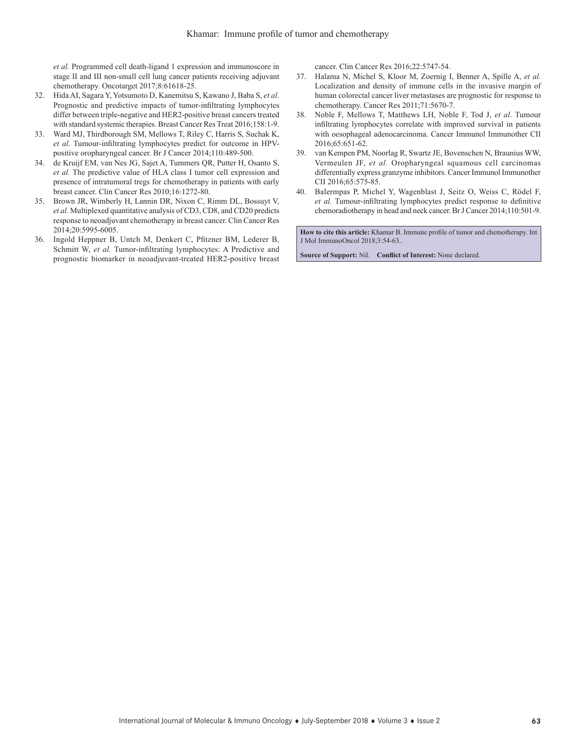*et al.* Programmed cell death-ligand 1 expression and immunoscore in stage II and III non-small cell lung cancer patients receiving adjuvant chemotherapy. Oncotarget 2017;8:61618-25.

32. Hida AI, Sagara Y, Yotsumoto D, Kanemitsu S, Kawano J, Baba S, *et al.* Prognostic and predictive impacts of tumor-infiltrating lymphocytes differ between triple-negative and HER2-positive breast cancers treated with standard systemic therapies. Breast Cancer Res Treat 2016;158:1-9.
33. Ward MJ, Thirdborough SM, Mellows T, Riley C, Harris S, Suchak K, *et al.* Tumour-infiltrating lymphocytes predict for outcome in HPV-positive oropharyngeal cancer. Br J Cancer 2014;110:489-500.
34. de Kruijf EM, van Nes JG, Sajet A, Tummers QR, Putter H, Osanto S, *et al.* The predictive value of HLA class I tumor cell expression and presence of intratumoral tregs for chemotherapy in patients with early breast cancer. Clin Cancer Res 2010;16:1272-80.
35. Brown JR, Wimberly H, Lannin DR, Nixon C, Rimm DL, Bossuyt V, *et al.* Multiplexed quantitative analysis of CD3, CD8, and CD20 predicts response to neoadjuvant chemotherapy in breast cancer. Clin Cancer Res 2014;20:5995-6005.
36. Ingold Heppner B, Untch M, Denkert C, Pfitzner BM, Lederer B, Schmitt W, *et al.* Tumor-infiltrating lymphocytes: A Predictive and prognostic biomarker in neoadjuvant-treated HER2-positive breast cancer. Clin Cancer Res 2016;22:5747-54.
37. Halama N, Michel S, Kloor M, Zoernig I, Benner A, Spille A, *et al.* Localization and density of immune cells in the invasive margin of human colorectal cancer liver metastases are prognostic for response to chemotherapy. Cancer Res 2011;71:5670-7.
38. Noble F, Mellows T, Matthews LH, Noble F, Tod J, *et al*. Tumour infiltrating lymphocytes correlate with improved survival in patients with oesophageal adenocarcinoma. Cancer Immunol Immunother CII 2016;65:651-62.
39. van Kempen PM, Noorlag R, Swartz JE, Bovenschen N, Braunius WW, Vermeulen JF, *et al.* Oropharyngeal squamous cell carcinomas differentially express granzyme inhibitors. Cancer Immunol Immunother CII 2016;65:575-85.
40. Balermpas P, Michel Y, Wagenblast J, Seitz O, Weiss C, Rödel F, *et al.* Tumour-infiltrating lymphocytes predict response to definitive chemoradiotherapy in head and neck cancer. Br J Cancer 2014;110:501-9.

**How to cite this article:** Khamar B. Immune profile of tumor and chemotherapy. Int J Mol ImmunoOncol 2018;3:54-63..

**Source of Support:** Nil. **Conflict of Interest:** None declared.